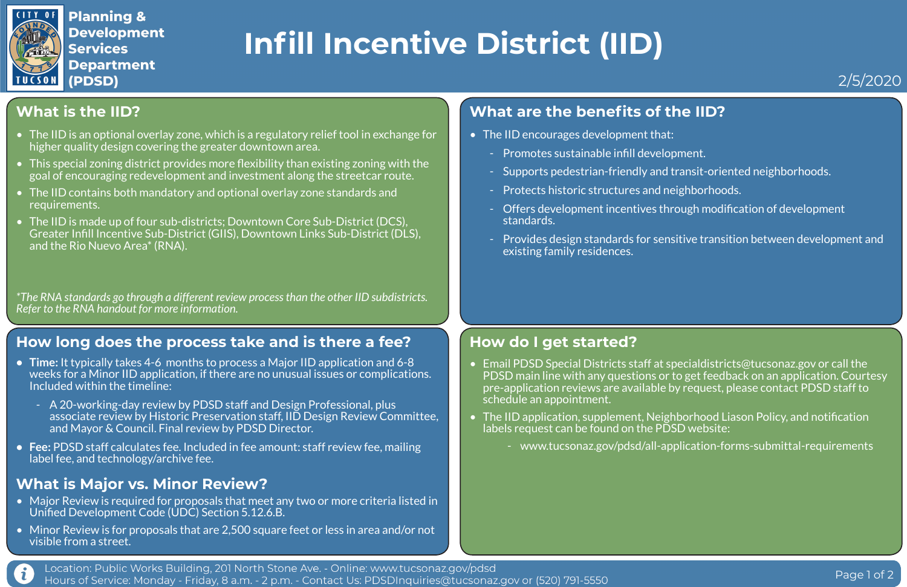Planning & Development Services Department (PDSD)

# Infill Incentive District (IID)

2/5/2020

## What is the IID?

- The IID is an optional overlay zone, which is a regulatory relief tool in exchange for higher quality design covering the greater downtown area.
- This special zoning district provides more flexibility than existing zoning with the goal of encouraging redevelopment and investment along the streetcar route.
- The IID contains both mandatory and optional overlay zone standards and requirements.
- The IID is made up of four sub-districts; Downtown Core Sub-District (DCS), Greater Infill Incentive Sub-District (GIIS), Downtown Links Sub-District (DLS), and the Rio Nuevo Area* (RNA).

*\*The RNA standards go through a different review process than the other IID subdistricts. Refer to the RNA handout for more information.*

## How long does the process take and is there a fee?

- **Time:** It typically takes 4-6 months to process a Major IID application and 6-8 weeks for a Minor IID application, if there are no unusual issues or complications. Included within the timeline:
  - A 20-working-day review by PDSD staff and Design Professional, plus associate review by Historic Preservation staff, IID Design Review Committee, and Mayor & Council. Final review by PDSD Director.
- **Fee:** PDSD staff calculates fee. Included in fee amount: staff review fee, mailing label fee, and technology/archive fee.

## What is Major vs. Minor Review?

- Major Review is required for proposals that meet any two or more criteria listed in Unified Development Code (UDC) Section 5.12.6.B.
- Minor Review is for proposals that are 2,500 square feet or less in area and/or not visible from a street.

## What are the benefits of the IID?

- The IID encourages development that:
  - Promotes sustainable infill development.
  - Supports pedestrian-friendly and transit-oriented neighborhoods.
  - Protects historic structures and neighborhoods.
  - Offers development incentives through modification of development standards.
  - Provides design standards for sensitive transition between development and existing family residences.

## How do I get started?

- Email PDSD Special Districts staff at specialdistricts@tucsonaz.gov or call the PDSD main line with any questions or to get feedback on an application. Courtesy pre-application reviews are available by request, please contact PDSD staff to schedule an appointment.
- The IID application, supplement, Neighborhood Liason Policy, and notification labels request can be found on the PDSD website:
  - www.tucsonaz.gov/pdsd/all-application-forms-submittal-requirements

Location: Public Works Building, 201 North Stone Ave. - Online: www.tucsonaz.gov/pdsd
Hours of Service: Monday - Friday, 8 a.m. - 2 p.m. - Contact Us: PDSDInquiries@tucsonaz.gov or (520) 791-5550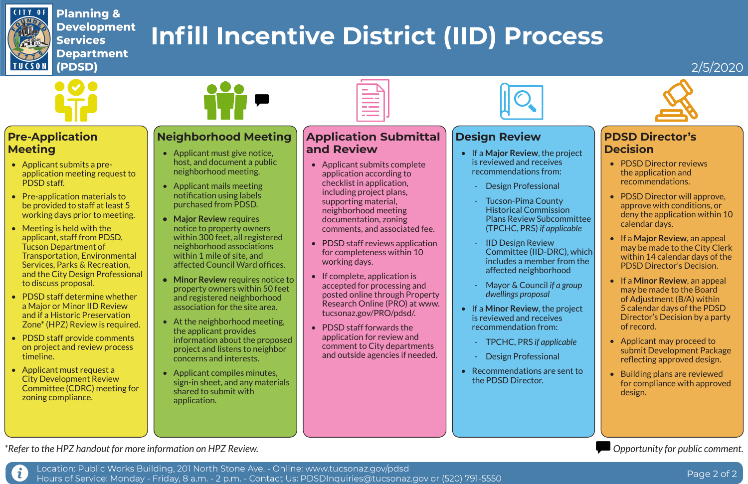# Infill Incentive District (IID) Process

Planning & Development Services Department (PDSD)

2/5/2020

## Pre-Application Meeting

- Applicant submits a pre-application meeting request to PDSD staff.
- Pre-application materials to be provided to staff at least 5 working days prior to meeting.
- Meeting is held with the applicant, staff from PDSD, Tucson Department of Transportation, Environmental Services, Parks & Recreation, and the City Design Professional to discuss proposal.
- PDSD staff determine whether a Major or Minor IID Review and if a Historic Preservation Zone* (HPZ) Review is required.
- PDSD staff provide comments on project and review process timeline.
- Applicant must request a City Development Review Committee (CDRC) meeting for zoning compliance.

## Neighborhood Meeting

- Applicant must give notice, host, and document a public neighborhood meeting.
- Applicant mails meeting notification using labels purchased from PDSD.
- **Major Review** requires notice to property owners within 300 feet, all registered neighborhood associations within 1 mile of site, and affected Council Ward offices.
- **Minor Review** requires notice to property owners within 50 feet and registered neighborhood association for the site area.
- At the neighborhood meeting, the applicant provides information about the proposed project and listens to neighbor concerns and interests.
- Applicant compiles minutes, sign-in sheet, and any materials shared to submit with application.

## Application Submittal and Review

- Applicant submits complete application according to checklist in application, including project plans, supporting material, neighborhood meeting documentation, zoning comments, and associated fee.
- PDSD staff reviews application for completeness within 10 working days.
- If complete, application is accepted for processing and posted online through Property Research Online (PRO) at www.tucsonaz.gov/PRO/pdsd/.
- PDSD staff forwards the application for review and comment to City departments and outside agencies if needed.

## Design Review

- If a **Major Review**, the project is reviewed and receives recommendations from:
  - Design Professional
  - Tucson-Pima County Historical Commission Plans Review Subcommittee (TPCHC, PRS) *if applicable*
  - IID Design Review Committee (IID-DRC), which includes a member from the affected neighborhood
  - Mayor & Council *if a group dwellings proposal*
- If a **Minor Review**, the project is reviewed and receives recommendation from:
  - TPCHC, PRS *if applicable*
  - Design Professional
- Recommendations are sent to the PDSD Director.

## PDSD Director's Decision

- PDSD Director reviews the application and recommendations.
- PDSD Director will approve, approve with conditions, or deny the application within 10 calendar days.
- If a **Major Review**, an appeal may be made to the City Clerk within 14 calendar days of the PDSD Director's Decision.
- If a **Minor Review**, an appeal may be made to the Board of Adjustment (B/A) within 5 calendar days of the PDSD Director's Decision by a party of record.
- Applicant may proceed to submit Development Package reflecting approved design.
- Building plans are reviewed for compliance with approved design.

*\*Refer to the HPZ handout for more information on HPZ Review.*

*Opportunity for public comment.*

Location: Public Works Building, 201 North Stone Ave. - Online: www.tucsonaz.gov/pdsd
Hours of Service: Monday - Friday, 8 a.m. - 2 p.m. - Contact Us: PDSDInquiries@tucsonaz.gov or (520) 791-5550